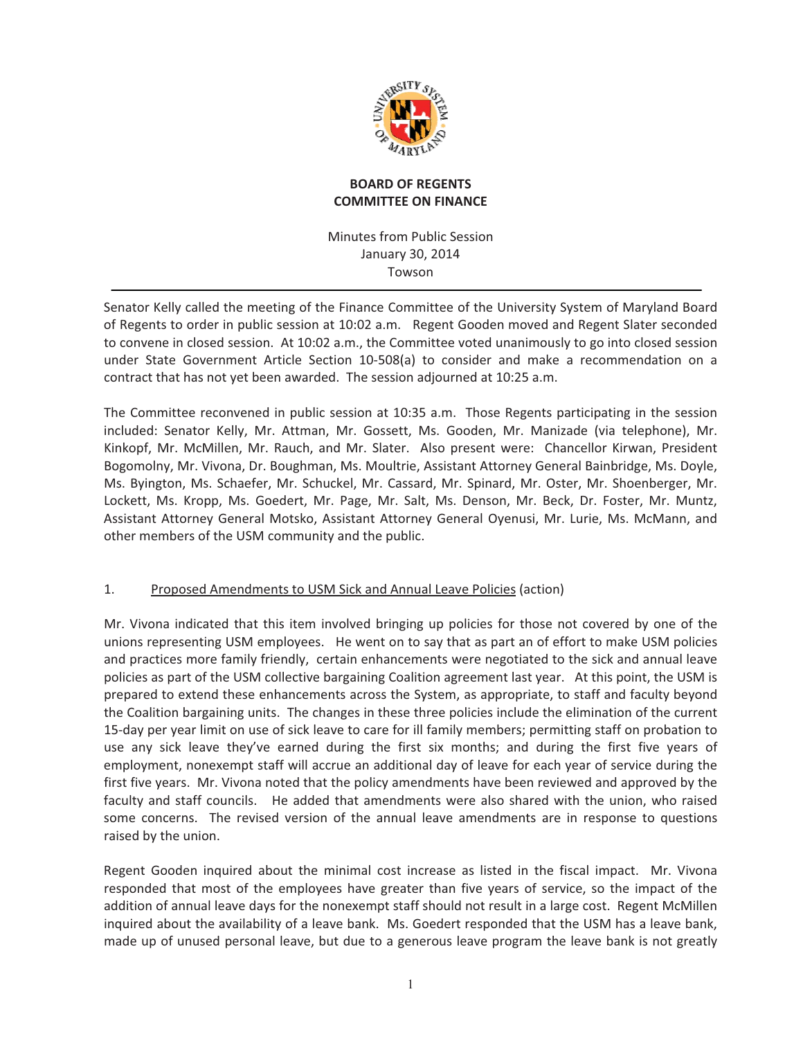**BOARD OF REGENTS**
**COMMITTEE ON FINANCE**

Minutes from Public Session
January 30, 2014
Towson

---

Senator Kelly called the meeting of the Finance Committee of the University System of Maryland Board of Regents to order in public session at 10:02 a.m. Regent Gooden moved and Regent Slater seconded to convene in closed session. At 10:02 a.m., the Committee voted unanimously to go into closed session under State Government Article Section 10-508(a) to consider and make a recommendation on a contract that has not yet been awarded. The session adjourned at 10:25 a.m.

The Committee reconvened in public session at 10:35 a.m. Those Regents participating in the session included: Senator Kelly, Mr. Attman, Mr. Gossett, Ms. Gooden, Mr. Manizade (via telephone), Mr. Kinkopf, Mr. McMillen, Mr. Rauch, and Mr. Slater. Also present were: Chancellor Kirwan, President Bogomolny, Mr. Vivona, Dr. Boughman, Ms. Moultrie, Assistant Attorney General Bainbridge, Ms. Doyle, Ms. Byington, Ms. Schaefer, Mr. Schuckel, Mr. Cassard, Mr. Spinard, Mr. Oster, Mr. Shoenberger, Mr. Lockett, Ms. Kropp, Ms. Goedert, Mr. Page, Mr. Salt, Ms. Denson, Mr. Beck, Dr. Foster, Mr. Muntz, Assistant Attorney General Motsko, Assistant Attorney General Oyenusi, Mr. Lurie, Ms. McMann, and other members of the USM community and the public.

1. Proposed Amendments to USM Sick and Annual Leave Policies (action)

Mr. Vivona indicated that this item involved bringing up policies for those not covered by one of the unions representing USM employees. He went on to say that as part an of effort to make USM policies and practices more family friendly, certain enhancements were negotiated to the sick and annual leave policies as part of the USM collective bargaining Coalition agreement last year. At this point, the USM is prepared to extend these enhancements across the System, as appropriate, to staff and faculty beyond the Coalition bargaining units. The changes in these three policies include the elimination of the current 15-day per year limit on use of sick leave to care for ill family members; permitting staff on probation to use any sick leave they've earned during the first six months; and during the first five years of employment, nonexempt staff will accrue an additional day of leave for each year of service during the first five years. Mr. Vivona noted that the policy amendments have been reviewed and approved by the faculty and staff councils. He added that amendments were also shared with the union, who raised some concerns. The revised version of the annual leave amendments are in response to questions raised by the union.

Regent Gooden inquired about the minimal cost increase as listed in the fiscal impact. Mr. Vivona responded that most of the employees have greater than five years of service, so the impact of the addition of annual leave days for the nonexempt staff should not result in a large cost. Regent McMillen inquired about the availability of a leave bank. Ms. Goedert responded that the USM has a leave bank, made up of unused personal leave, but due to a generous leave program the leave bank is not greatly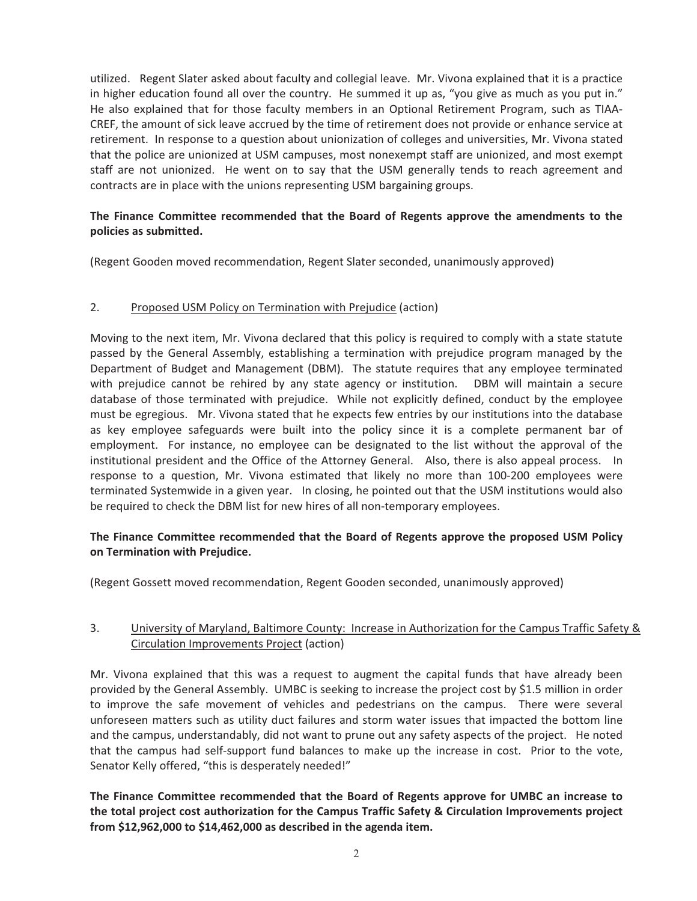utilized. Regent Slater asked about faculty and collegial leave. Mr. Vivona explained that it is a practice in higher education found all over the country. He summed it up as, "you give as much as you put in." He also explained that for those faculty members in an Optional Retirement Program, such as TIAA-CREF, the amount of sick leave accrued by the time of retirement does not provide or enhance service at retirement. In response to a question about unionization of colleges and universities, Mr. Vivona stated that the police are unionized at USM campuses, most nonexempt staff are unionized, and most exempt staff are not unionized. He went on to say that the USM generally tends to reach agreement and contracts are in place with the unions representing USM bargaining groups.

**The Finance Committee recommended that the Board of Regents approve the amendments to the policies as submitted.**

(Regent Gooden moved recommendation, Regent Slater seconded, unanimously approved)

2. Proposed USM Policy on Termination with Prejudice (action)

Moving to the next item, Mr. Vivona declared that this policy is required to comply with a state statute passed by the General Assembly, establishing a termination with prejudice program managed by the Department of Budget and Management (DBM). The statute requires that any employee terminated with prejudice cannot be rehired by any state agency or institution. DBM will maintain a secure database of those terminated with prejudice. While not explicitly defined, conduct by the employee must be egregious. Mr. Vivona stated that he expects few entries by our institutions into the database as key employee safeguards were built into the policy since it is a complete permanent bar of employment. For instance, no employee can be designated to the list without the approval of the institutional president and the Office of the Attorney General. Also, there is also appeal process. In response to a question, Mr. Vivona estimated that likely no more than 100-200 employees were terminated Systemwide in a given year. In closing, he pointed out that the USM institutions would also be required to check the DBM list for new hires of all non-temporary employees.

**The Finance Committee recommended that the Board of Regents approve the proposed USM Policy on Termination with Prejudice.**

(Regent Gossett moved recommendation, Regent Gooden seconded, unanimously approved)

3. University of Maryland, Baltimore County: Increase in Authorization for the Campus Traffic Safety & Circulation Improvements Project (action)

Mr. Vivona explained that this was a request to augment the capital funds that have already been provided by the General Assembly. UMBC is seeking to increase the project cost by $1.5 million in order to improve the safe movement of vehicles and pedestrians on the campus. There were several unforeseen matters such as utility duct failures and storm water issues that impacted the bottom line and the campus, understandably, did not want to prune out any safety aspects of the project. He noted that the campus had self-support fund balances to make up the increase in cost. Prior to the vote, Senator Kelly offered, "this is desperately needed!"

**The Finance Committee recommended that the Board of Regents approve for UMBC an increase to the total project cost authorization for the Campus Traffic Safety & Circulation Improvements project from $12,962,000 to $14,462,000 as described in the agenda item.**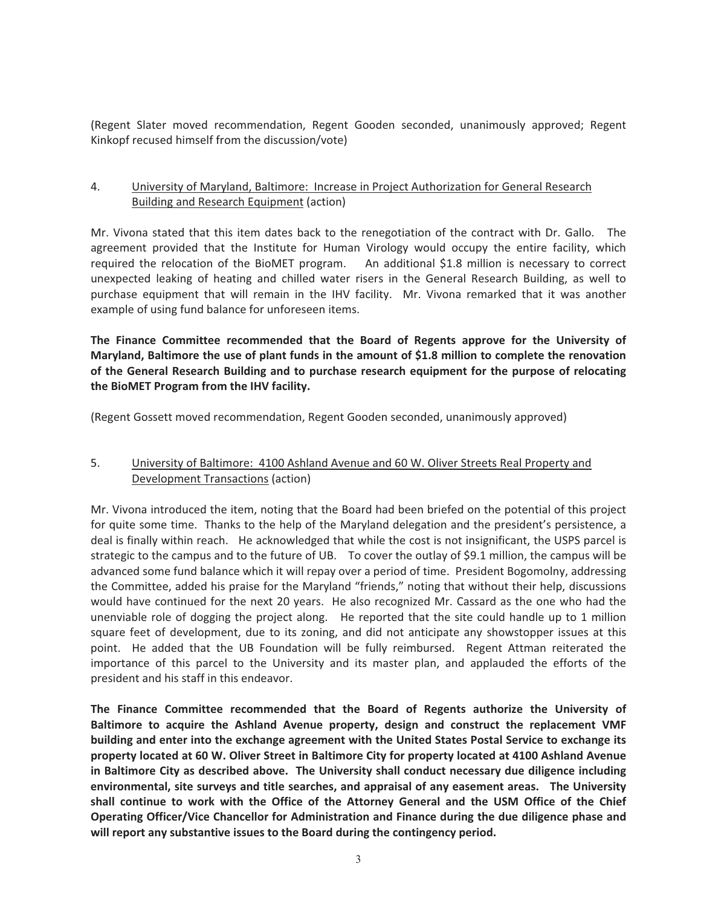(Regent Slater moved recommendation, Regent Gooden seconded, unanimously approved; Regent Kinkopf recused himself from the discussion/vote)

4. University of Maryland, Baltimore: Increase in Project Authorization for General Research Building and Research Equipment (action)

Mr. Vivona stated that this item dates back to the renegotiation of the contract with Dr. Gallo. The agreement provided that the Institute for Human Virology would occupy the entire facility, which required the relocation of the BioMET program. An additional $1.8 million is necessary to correct unexpected leaking of heating and chilled water risers in the General Research Building, as well to purchase equipment that will remain in the IHV facility. Mr. Vivona remarked that it was another example of using fund balance for unforeseen items.

**The Finance Committee recommended that the Board of Regents approve for the University of Maryland, Baltimore the use of plant funds in the amount of $1.8 million to complete the renovation of the General Research Building and to purchase research equipment for the purpose of relocating the BioMET Program from the IHV facility.**

(Regent Gossett moved recommendation, Regent Gooden seconded, unanimously approved)

5. University of Baltimore: 4100 Ashland Avenue and 60 W. Oliver Streets Real Property and Development Transactions (action)

Mr. Vivona introduced the item, noting that the Board had been briefed on the potential of this project for quite some time. Thanks to the help of the Maryland delegation and the president's persistence, a deal is finally within reach. He acknowledged that while the cost is not insignificant, the USPS parcel is strategic to the campus and to the future of UB. To cover the outlay of $9.1 million, the campus will be advanced some fund balance which it will repay over a period of time. President Bogomolny, addressing the Committee, added his praise for the Maryland "friends," noting that without their help, discussions would have continued for the next 20 years. He also recognized Mr. Cassard as the one who had the unenviable role of dogging the project along. He reported that the site could handle up to 1 million square feet of development, due to its zoning, and did not anticipate any showstopper issues at this point. He added that the UB Foundation will be fully reimbursed. Regent Attman reiterated the importance of this parcel to the University and its master plan, and applauded the efforts of the president and his staff in this endeavor.

**The Finance Committee recommended that the Board of Regents authorize the University of Baltimore to acquire the Ashland Avenue property, design and construct the replacement VMF building and enter into the exchange agreement with the United States Postal Service to exchange its property located at 60 W. Oliver Street in Baltimore City for property located at 4100 Ashland Avenue in Baltimore City as described above. The University shall conduct necessary due diligence including environmental, site surveys and title searches, and appraisal of any easement areas. The University shall continue to work with the Office of the Attorney General and the USM Office of the Chief Operating Officer/Vice Chancellor for Administration and Finance during the due diligence phase and will report any substantive issues to the Board during the contingency period.**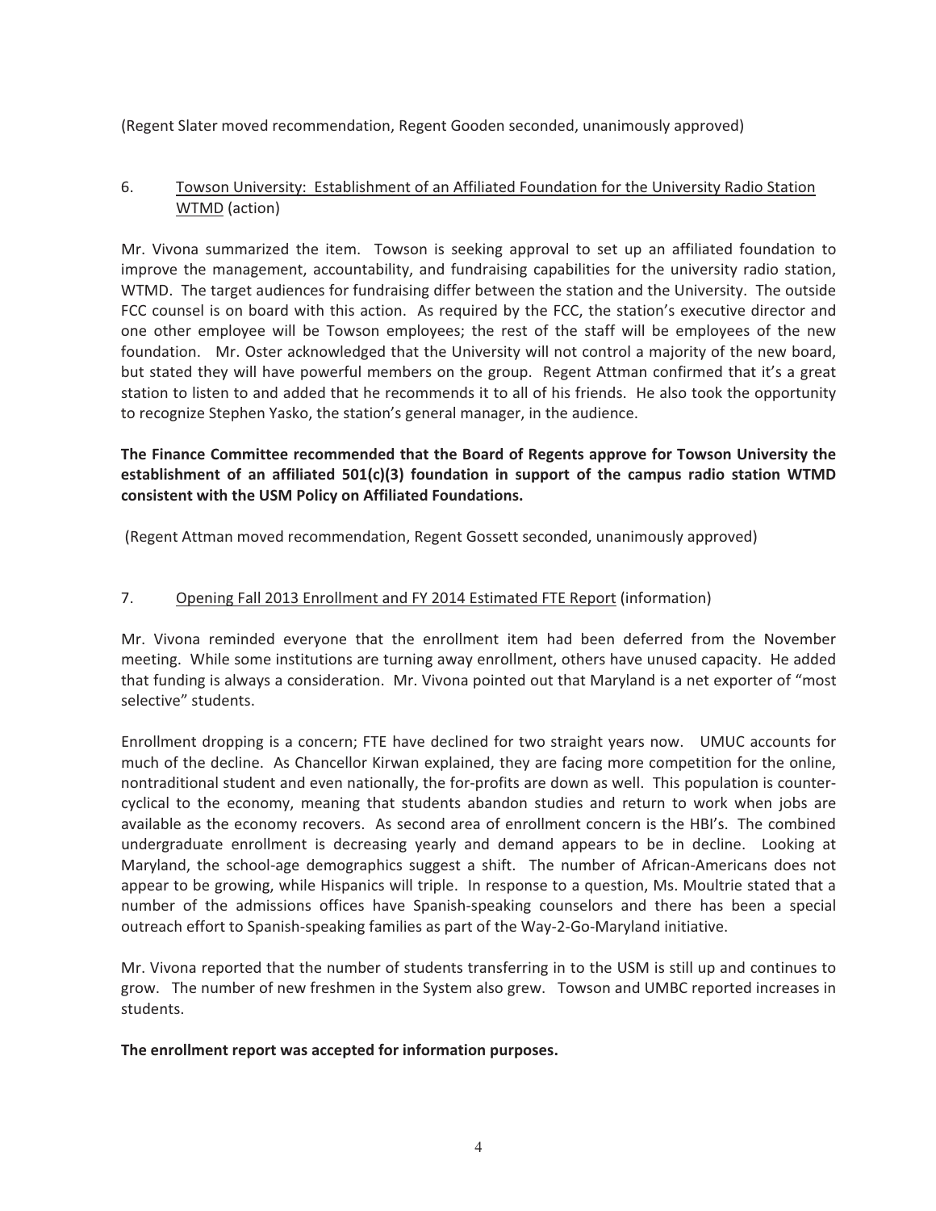(Regent Slater moved recommendation, Regent Gooden seconded, unanimously approved)

6. Towson University: Establishment of an Affiliated Foundation for the University Radio Station WTMD (action)

Mr. Vivona summarized the item. Towson is seeking approval to set up an affiliated foundation to improve the management, accountability, and fundraising capabilities for the university radio station, WTMD. The target audiences for fundraising differ between the station and the University. The outside FCC counsel is on board with this action. As required by the FCC, the station's executive director and one other employee will be Towson employees; the rest of the staff will be employees of the new foundation. Mr. Oster acknowledged that the University will not control a majority of the new board, but stated they will have powerful members on the group. Regent Attman confirmed that it's a great station to listen to and added that he recommends it to all of his friends. He also took the opportunity to recognize Stephen Yasko, the station's general manager, in the audience.

**The Finance Committee recommended that the Board of Regents approve for Towson University the establishment of an affiliated 501(c)(3) foundation in support of the campus radio station WTMD consistent with the USM Policy on Affiliated Foundations.**

(Regent Attman moved recommendation, Regent Gossett seconded, unanimously approved)

7. Opening Fall 2013 Enrollment and FY 2014 Estimated FTE Report (information)

Mr. Vivona reminded everyone that the enrollment item had been deferred from the November meeting. While some institutions are turning away enrollment, others have unused capacity. He added that funding is always a consideration. Mr. Vivona pointed out that Maryland is a net exporter of "most selective" students.

Enrollment dropping is a concern; FTE have declined for two straight years now. UMUC accounts for much of the decline. As Chancellor Kirwan explained, they are facing more competition for the online, nontraditional student and even nationally, the for-profits are down as well. This population is counter-cyclical to the economy, meaning that students abandon studies and return to work when jobs are available as the economy recovers. As second area of enrollment concern is the HBI's. The combined undergraduate enrollment is decreasing yearly and demand appears to be in decline. Looking at Maryland, the school-age demographics suggest a shift. The number of African-Americans does not appear to be growing, while Hispanics will triple. In response to a question, Ms. Moultrie stated that a number of the admissions offices have Spanish-speaking counselors and there has been a special outreach effort to Spanish-speaking families as part of the Way-2-Go-Maryland initiative.

Mr. Vivona reported that the number of students transferring in to the USM is still up and continues to grow. The number of new freshmen in the System also grew. Towson and UMBC reported increases in students.

**The enrollment report was accepted for information purposes.**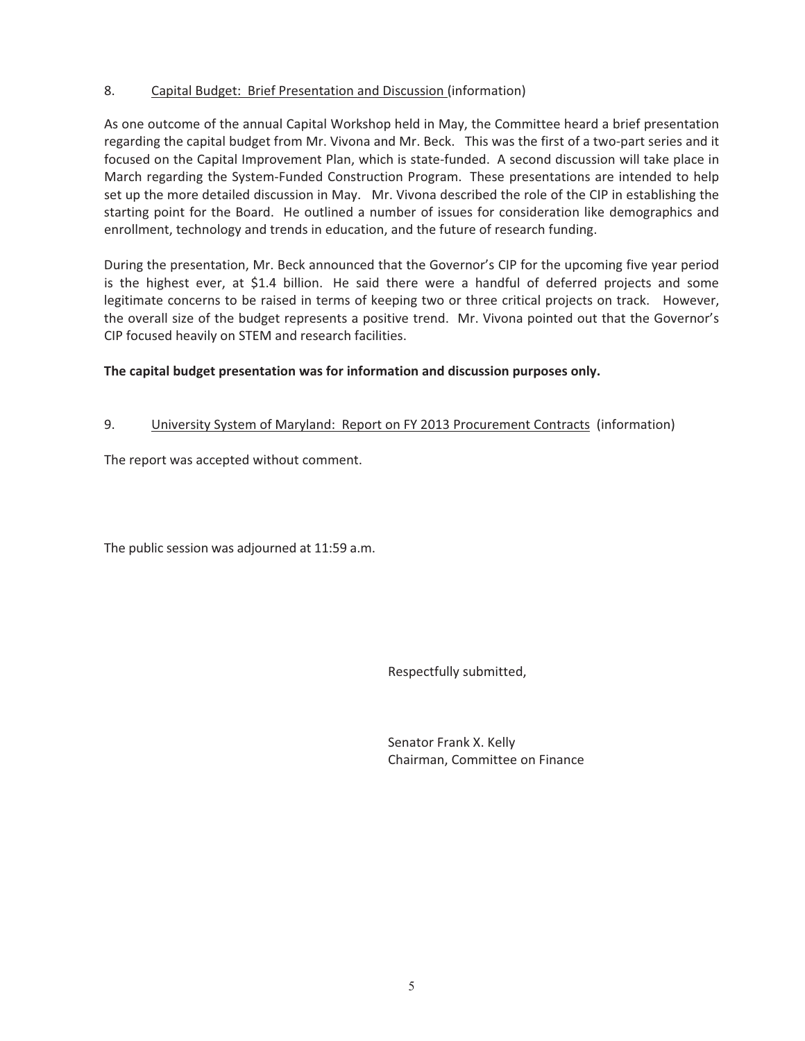8. <u>Capital Budget: Brief Presentation and Discussion</u> (information)

As one outcome of the annual Capital Workshop held in May, the Committee heard a brief presentation regarding the capital budget from Mr. Vivona and Mr. Beck. This was the first of a two-part series and it focused on the Capital Improvement Plan, which is state-funded. A second discussion will take place in March regarding the System-Funded Construction Program. These presentations are intended to help set up the more detailed discussion in May. Mr. Vivona described the role of the CIP in establishing the starting point for the Board. He outlined a number of issues for consideration like demographics and enrollment, technology and trends in education, and the future of research funding.

During the presentation, Mr. Beck announced that the Governor's CIP for the upcoming five year period is the highest ever, at $1.4 billion. He said there were a handful of deferred projects and some legitimate concerns to be raised in terms of keeping two or three critical projects on track. However, the overall size of the budget represents a positive trend. Mr. Vivona pointed out that the Governor's CIP focused heavily on STEM and research facilities.

**The capital budget presentation was for information and discussion purposes only.**

9. <u>University System of Maryland: Report on FY 2013 Procurement Contracts</u> (information)

The report was accepted without comment.

The public session was adjourned at 11:59 a.m.

Respectfully submitted,

Senator Frank X. Kelly
Chairman, Committee on Finance